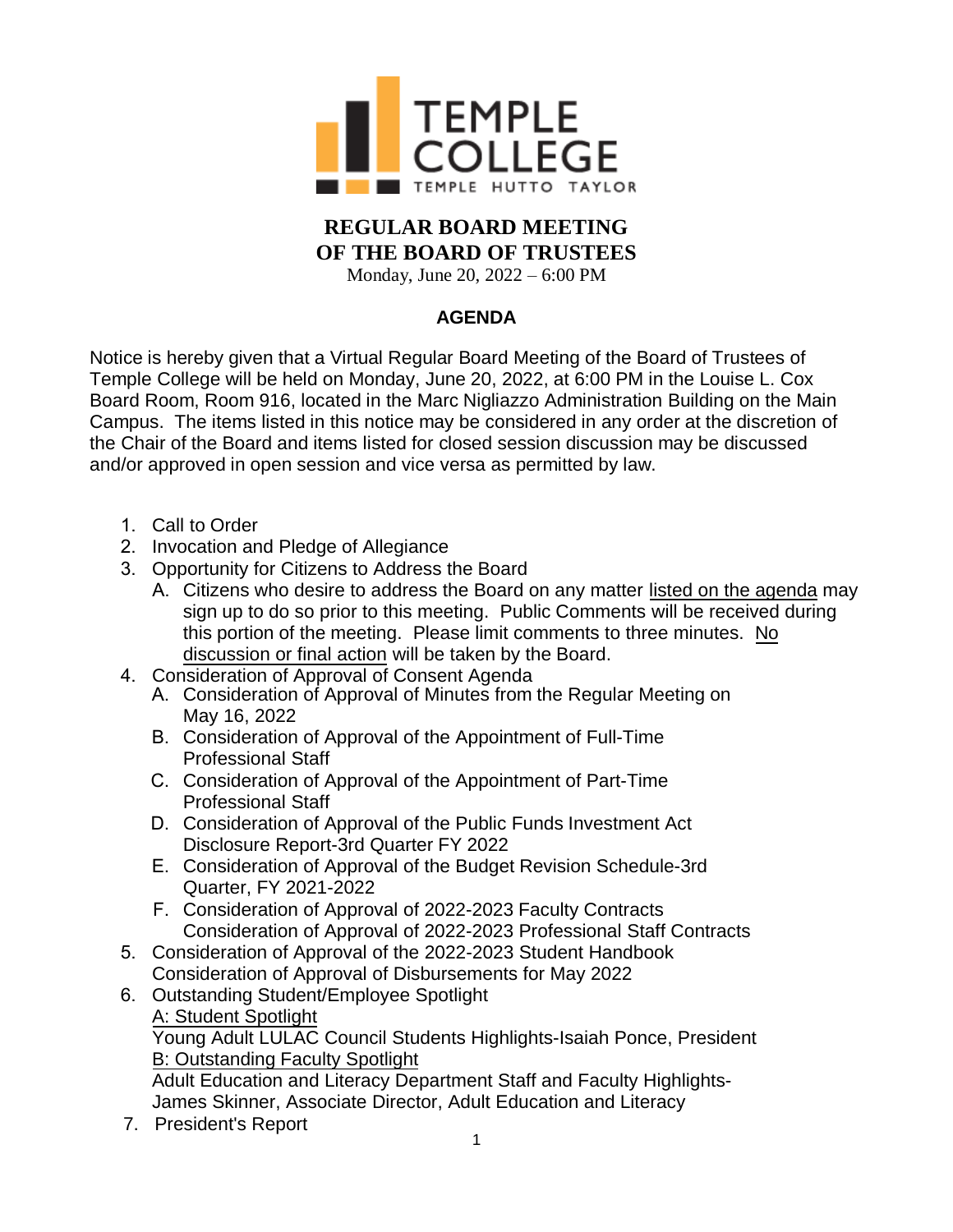TEMPLE COLLEGE
TEMPLE HUTTO TAYLOR

# REGULAR BOARD MEETING
# OF THE BOARD OF TRUSTEES

Monday, June 20, 2022 – 6:00 PM

## AGENDA

Notice is hereby given that a Virtual Regular Board Meeting of the Board of Trustees of Temple College will be held on Monday, June 20, 2022, at 6:00 PM in the Louise L. Cox Board Room, Room 916, located in the Marc Nigliazzo Administration Building on the Main Campus. The items listed in this notice may be considered in any order at the discretion of the Chair of the Board and items listed for closed session discussion may be discussed and/or approved in open session and vice versa as permitted by law.

1. Call to Order
2. Invocation and Pledge of Allegiance
3. Opportunity for Citizens to Address the Board
   - A. Citizens who desire to address the Board on any matter listed on the agenda may sign up to do so prior to this meeting. Public Comments will be received during this portion of the meeting. Please limit comments to three minutes. No discussion or final action will be taken by the Board.
4. Consideration of Approval of Consent Agenda
   - A. Consideration of Approval of Minutes from the Regular Meeting on May 16, 2022
   - B. Consideration of Approval of the Appointment of Full-Time Professional Staff
   - C. Consideration of Approval of the Appointment of Part-Time Professional Staff
   - D. Consideration of Approval of the Public Funds Investment Act Disclosure Report-3rd Quarter FY 2022
   - E. Consideration of Approval of the Budget Revision Schedule-3rd Quarter, FY 2021-2022
   - F. Consideration of Approval of 2022-2023 Faculty Contracts
     Consideration of Approval of 2022-2023 Professional Staff Contracts
5. Consideration of Approval of the 2022-2023 Student Handbook
   Consideration of Approval of Disbursements for May 2022
6. Outstanding Student/Employee Spotlight
   A: Student Spotlight
   Young Adult LULAC Council Students Highlights-Isaiah Ponce, President
   B: Outstanding Faculty Spotlight
   Adult Education and Literacy Department Staff and Faculty Highlights-
   James Skinner, Associate Director, Adult Education and Literacy
7. President's Report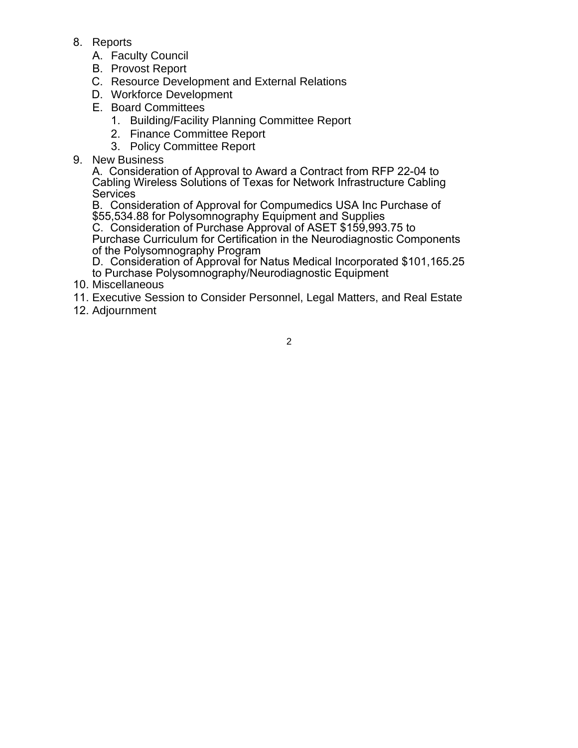8. Reports
   A. Faculty Council
   B. Provost Report
   C. Resource Development and External Relations
   D. Workforce Development
   E. Board Committees
      1. Building/Facility Planning Committee Report
      2. Finance Committee Report
      3. Policy Committee Report
9. New Business
   A. Consideration of Approval to Award a Contract from RFP 22-04 to Cabling Wireless Solutions of Texas for Network Infrastructure Cabling Services
   B. Consideration of Approval for Compumedics USA Inc Purchase of $55,534.88 for Polysomnography Equipment and Supplies
   C. Consideration of Purchase Approval of ASET $159,993.75 to Purchase Curriculum for Certification in the Neurodiagnostic Components of the Polysomnography Program
   D. Consideration of Approval for Natus Medical Incorporated $101,165.25 to Purchase Polysomnography/Neurodiagnostic Equipment
10. Miscellaneous
11. Executive Session to Consider Personnel, Legal Matters, and Real Estate
12. Adjournment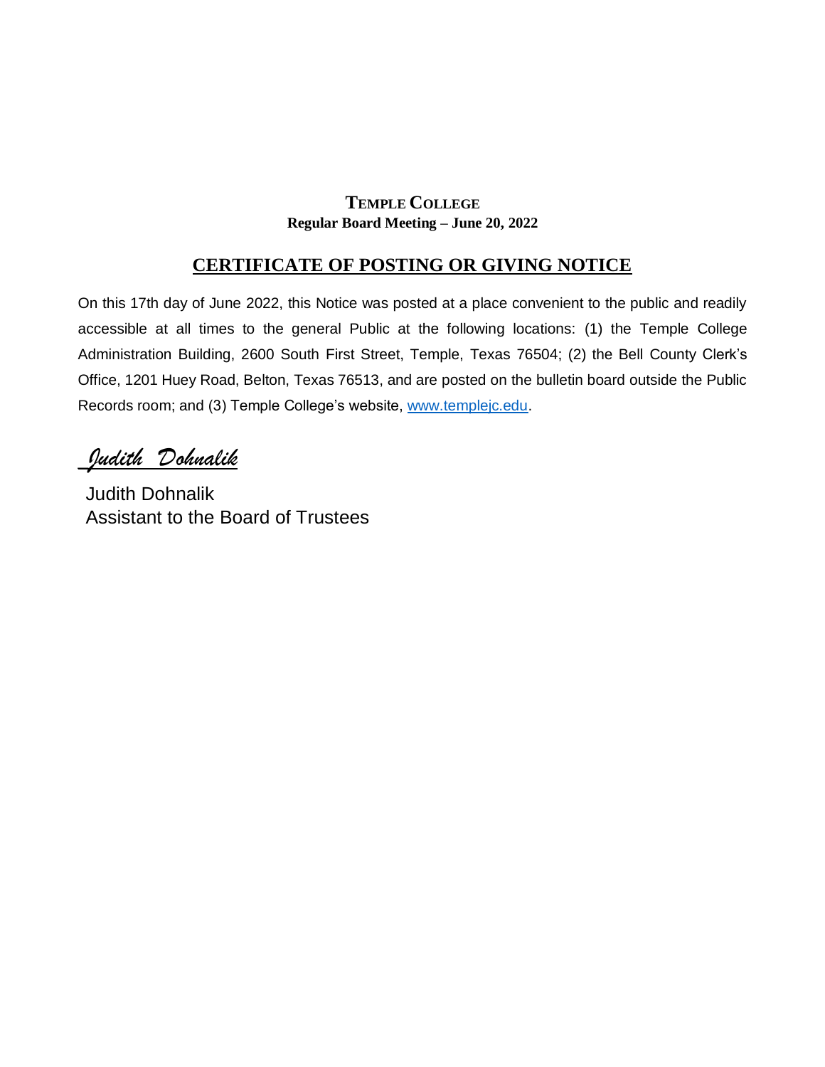**TEMPLE COLLEGE**
**Regular Board Meeting – June 20, 2022**

## CERTIFICATE OF POSTING OR GIVING NOTICE

On this 17th day of June 2022, this Notice was posted at a place convenient to the public and readily accessible at all times to the general Public at the following locations: (1) the Temple College Administration Building, 2600 South First Street, Temple, Texas 76504; (2) the Bell County Clerk's Office, 1201 Huey Road, Belton, Texas 76513, and are posted on the bulletin board outside the Public Records room; and (3) Temple College's website, [www.templejc.edu](http://www.templejc.edu).

*Judith Dohnalik*

Judith Dohnalik
Assistant to the Board of Trustees